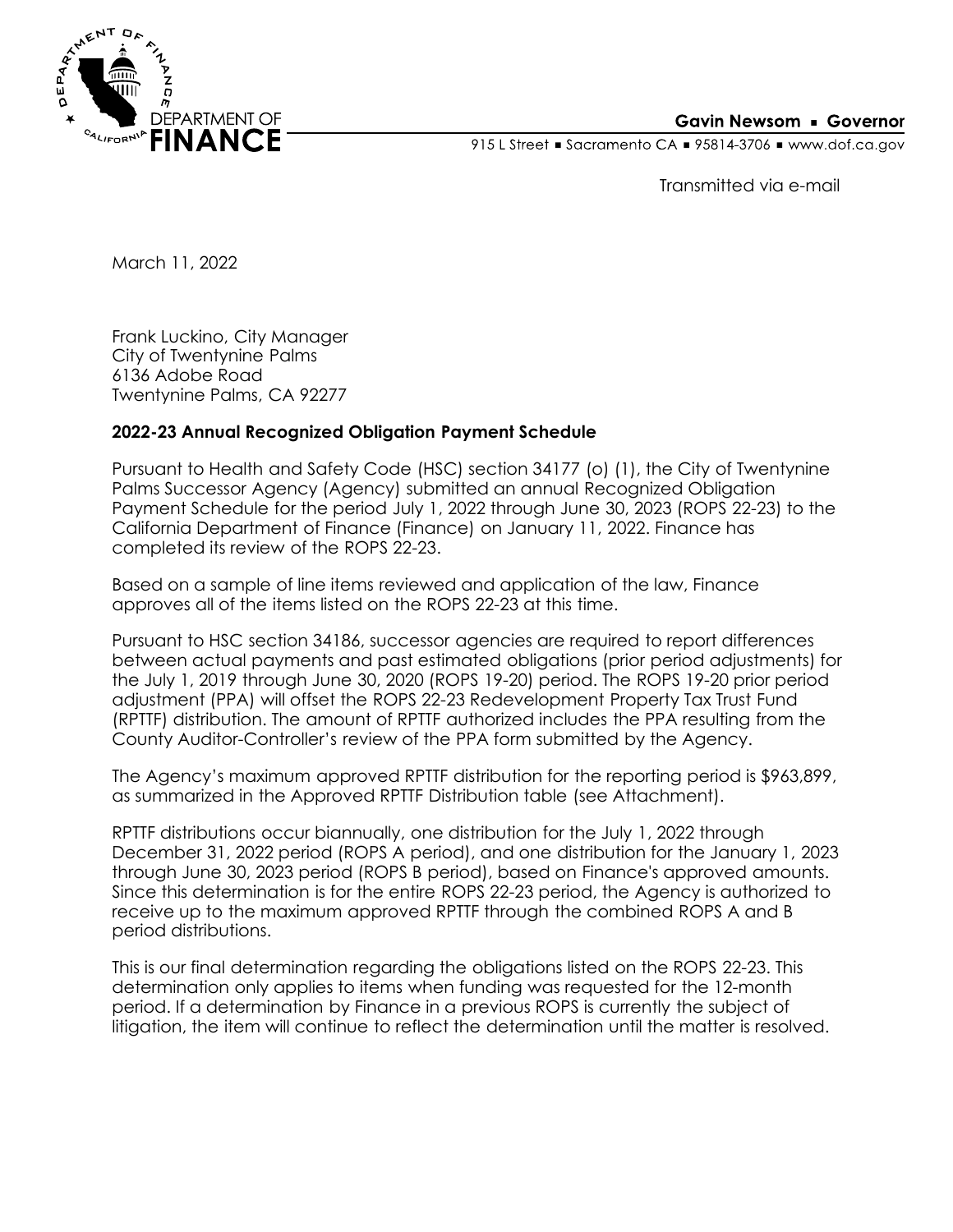DEPARTMENT OF FINANCE

**Gavin Newsom ▪ Governor**

915 L Street ▪ Sacramento CA ▪ 95814-3706 ▪ www.dof.ca.gov

Transmitted via e-mail

March 11, 2022

Frank Luckino, City Manager
City of Twentynine Palms
6136 Adobe Road
Twentynine Palms, CA 92277

**2022-23 Annual Recognized Obligation Payment Schedule**

Pursuant to Health and Safety Code (HSC) section 34177 (o) (1), the City of Twentynine Palms Successor Agency (Agency) submitted an annual Recognized Obligation Payment Schedule for the period July 1, 2022 through June 30, 2023 (ROPS 22-23) to the California Department of Finance (Finance) on January 11, 2022. Finance has completed its review of the ROPS 22-23.

Based on a sample of line items reviewed and application of the law, Finance approves all of the items listed on the ROPS 22-23 at this time.

Pursuant to HSC section 34186, successor agencies are required to report differences between actual payments and past estimated obligations (prior period adjustments) for the July 1, 2019 through June 30, 2020 (ROPS 19-20) period. The ROPS 19-20 prior period adjustment (PPA) will offset the ROPS 22-23 Redevelopment Property Tax Trust Fund (RPTTF) distribution. The amount of RPTTF authorized includes the PPA resulting from the County Auditor-Controller's review of the PPA form submitted by the Agency.

The Agency's maximum approved RPTTF distribution for the reporting period is $963,899, as summarized in the Approved RPTTF Distribution table (see Attachment).

RPTTF distributions occur biannually, one distribution for the July 1, 2022 through December 31, 2022 period (ROPS A period), and one distribution for the January 1, 2023 through June 30, 2023 period (ROPS B period), based on Finance's approved amounts. Since this determination is for the entire ROPS 22-23 period, the Agency is authorized to receive up to the maximum approved RPTTF through the combined ROPS A and B period distributions.

This is our final determination regarding the obligations listed on the ROPS 22-23. This determination only applies to items when funding was requested for the 12-month period. If a determination by Finance in a previous ROPS is currently the subject of litigation, the item will continue to reflect the determination until the matter is resolved.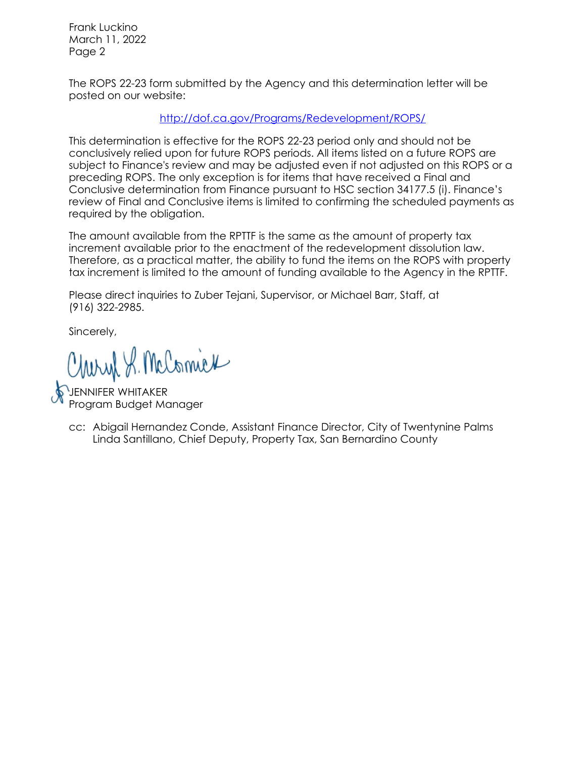Frank Luckino
March 11, 2022
Page 2

The ROPS 22-23 form submitted by the Agency and this determination letter will be posted on our website:

http://dof.ca.gov/Programs/Redevelopment/ROPS/

This determination is effective for the ROPS 22-23 period only and should not be conclusively relied upon for future ROPS periods. All items listed on a future ROPS are subject to Finance's review and may be adjusted even if not adjusted on this ROPS or a preceding ROPS. The only exception is for items that have received a Final and Conclusive determination from Finance pursuant to HSC section 34177.5 (i). Finance's review of Final and Conclusive items is limited to confirming the scheduled payments as required by the obligation.

The amount available from the RPTTF is the same as the amount of property tax increment available prior to the enactment of the redevelopment dissolution law. Therefore, as a practical matter, the ability to fund the items on the ROPS with property tax increment is limited to the amount of funding available to the Agency in the RPTTF.

Please direct inquiries to Zuber Tejani, Supervisor, or Michael Barr, Staff, at (916) 322-2985.

Sincerely,

Cheryl L. McCormick

JENNIFER WHITAKER
Program Budget Manager

cc: Abigail Hernandez Conde, Assistant Finance Director, City of Twentynine Palms
Linda Santillano, Chief Deputy, Property Tax, San Bernardino County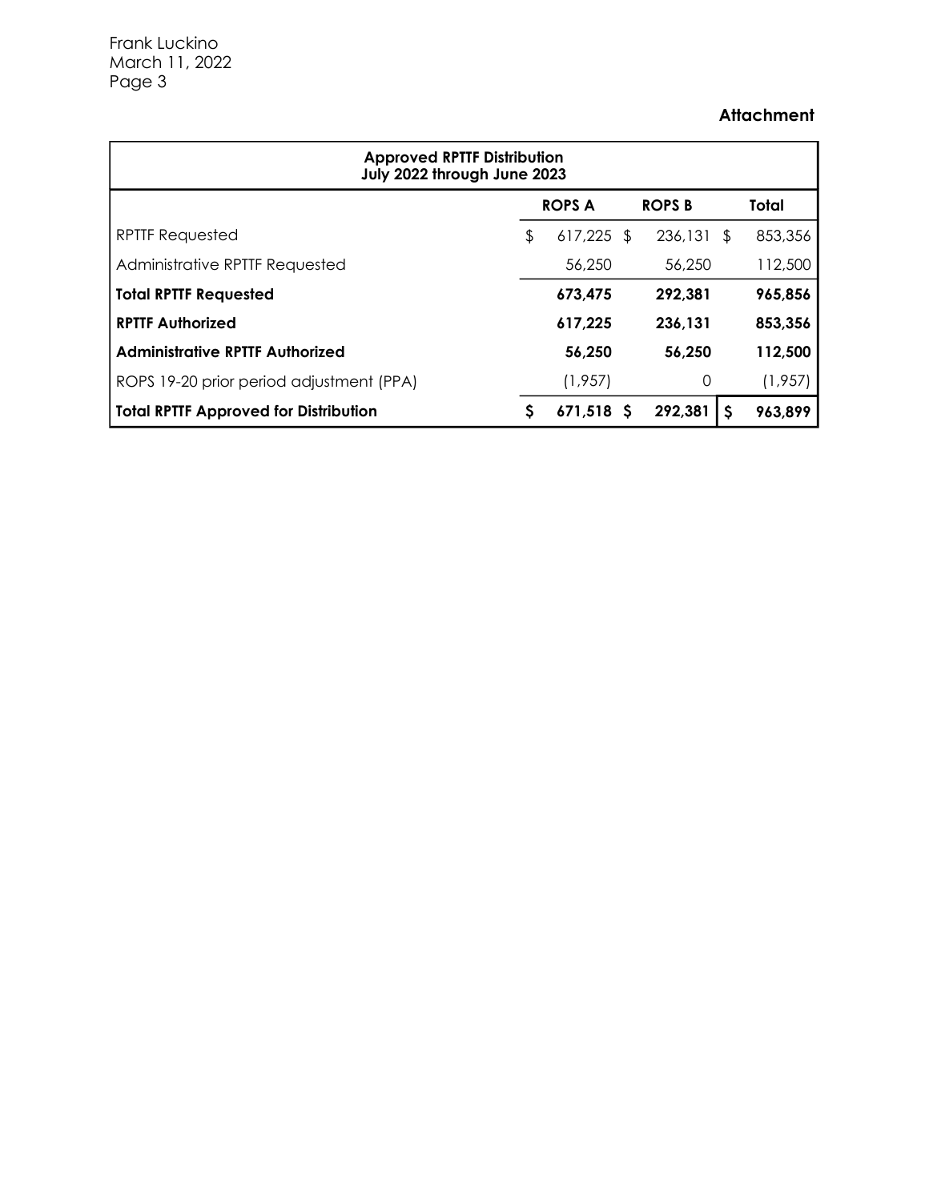**Attachment**

| Approved RPTTF Distribution<br>July 2022 through June 2023 | | | |
|---|---|---|---|
| | **ROPS A** | **ROPS B** | **Total** |
| RPTTF Requested | $ 617,225 | $ 236,131 | $ 853,356 |
| Administrative RPTTF Requested | 56,250 | 56,250 | 112,500 |
| **Total RPTTF Requested** | **673,475** | **292,381** | **965,856** |
| **RPTTF Authorized** | **617,225** | **236,131** | **853,356** |
| **Administrative RPTTF Authorized** | **56,250** | **56,250** | **112,500** |
| ROPS 19-20 prior period adjustment (PPA) | (1,957) | 0 | (1,957) |
| **Total RPTTF Approved for Distribution** | **$ 671,518** | **$ 292,381** | **$ 963,899** |